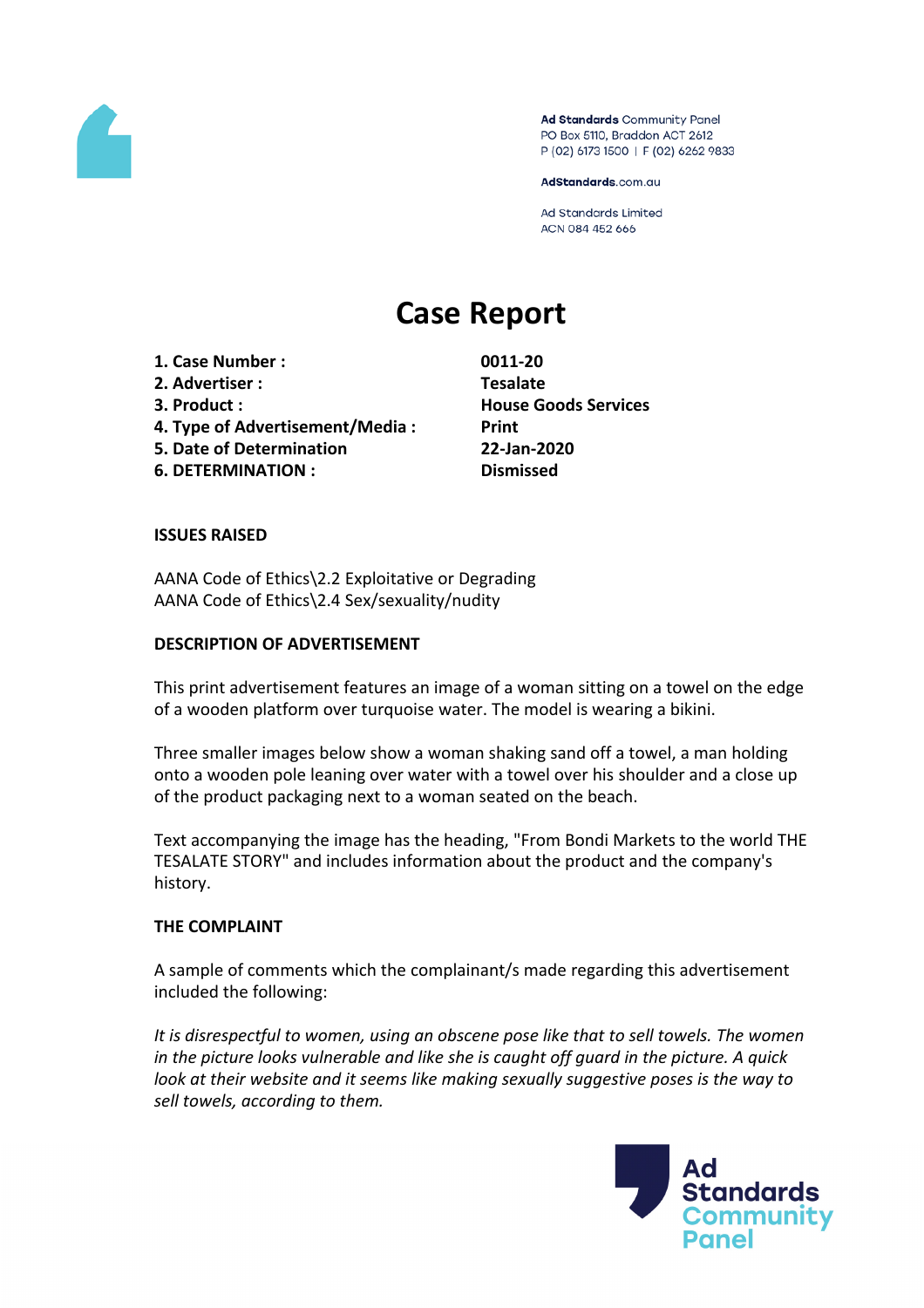Ad Standards Community Panel
PO Box 5110, Braddon ACT 2612
P (02) 6173 1500 | F (02) 6262 9833

AdStandards.com.au

Ad Standards Limited
ACN 084 452 666

# Case Report

| | |
|---|---|
| **1. Case Number :** | **0011-20** |
| **2. Advertiser :** | **Tesalate** |
| **3. Product :** | **House Goods Services** |
| **4. Type of Advertisement/Media :** | **Print** |
| **5. Date of Determination** | **22-Jan-2020** |
| **6. DETERMINATION :** | **Dismissed** |

**ISSUES RAISED**

AANA Code of Ethics\2.2 Exploitative or Degrading
AANA Code of Ethics\2.4 Sex/sexuality/nudity

**DESCRIPTION OF ADVERTISEMENT**

This print advertisement features an image of a woman sitting on a towel on the edge of a wooden platform over turquoise water. The model is wearing a bikini.

Three smaller images below show a woman shaking sand off a towel, a man holding onto a wooden pole leaning over water with a towel over his shoulder and a close up of the product packaging next to a woman seated on the beach.

Text accompanying the image has the heading, "From Bondi Markets to the world THE TESALATE STORY" and includes information about the product and the company's history.

**THE COMPLAINT**

A sample of comments which the complainant/s made regarding this advertisement included the following:

*It is disrespectful to women, using an obscene pose like that to sell towels. The women in the picture looks vulnerable and like she is caught off guard in the picture. A quick look at their website and it seems like making sexually suggestive poses is the way to sell towels, according to them.*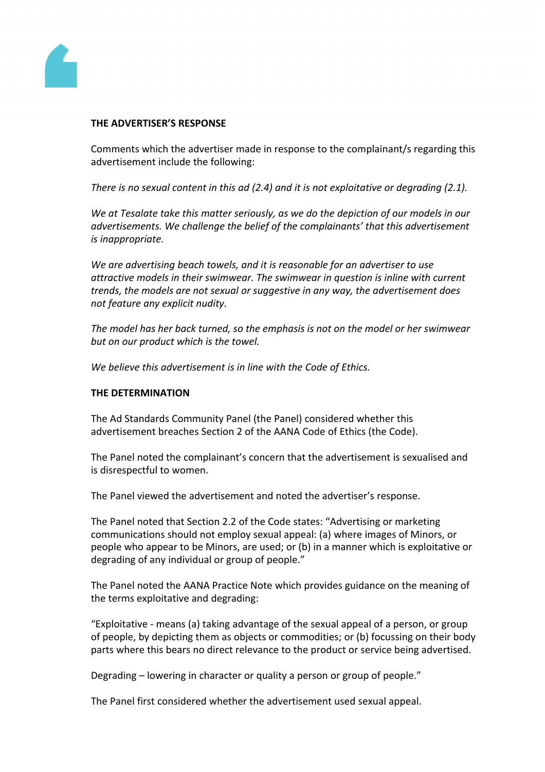**THE ADVERTISER'S RESPONSE**

Comments which the advertiser made in response to the complainant/s regarding this advertisement include the following:

*There is no sexual content in this ad (2.4) and it is not exploitative or degrading (2.1).*

*We at Tesalate take this matter seriously, as we do the depiction of our models in our advertisements. We challenge the belief of the complainants' that this advertisement is inappropriate.*

*We are advertising beach towels, and it is reasonable for an advertiser to use attractive models in their swimwear. The swimwear in question is inline with current trends, the models are not sexual or suggestive in any way, the advertisement does not feature any explicit nudity.*

*The model has her back turned, so the emphasis is not on the model or her swimwear but on our product which is the towel.*

*We believe this advertisement is in line with the Code of Ethics.*

**THE DETERMINATION**

The Ad Standards Community Panel (the Panel) considered whether this advertisement breaches Section 2 of the AANA Code of Ethics (the Code).

The Panel noted the complainant's concern that the advertisement is sexualised and is disrespectful to women.

The Panel viewed the advertisement and noted the advertiser's response.

The Panel noted that Section 2.2 of the Code states: "Advertising or marketing communications should not employ sexual appeal: (a) where images of Minors, or people who appear to be Minors, are used; or (b) in a manner which is exploitative or degrading of any individual or group of people."

The Panel noted the AANA Practice Note which provides guidance on the meaning of the terms exploitative and degrading:

"Exploitative - means (a) taking advantage of the sexual appeal of a person, or group of people, by depicting them as objects or commodities; or (b) focussing on their body parts where this bears no direct relevance to the product or service being advertised.

Degrading – lowering in character or quality a person or group of people."

The Panel first considered whether the advertisement used sexual appeal.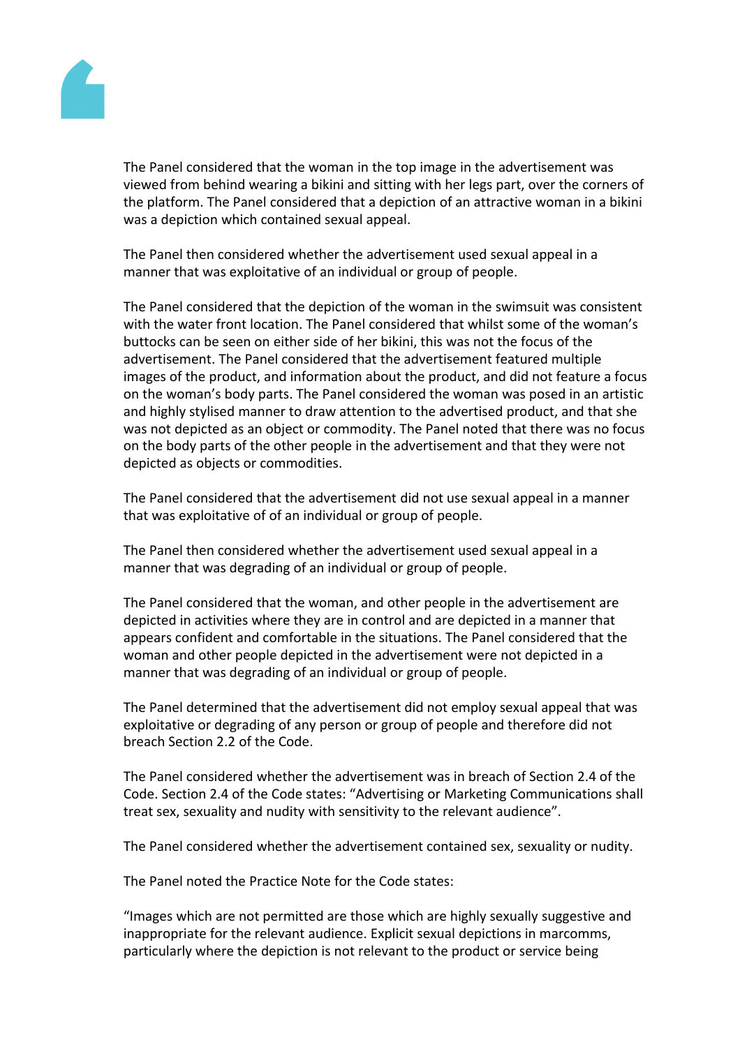The Panel considered that the woman in the top image in the advertisement was viewed from behind wearing a bikini and sitting with her legs part, over the corners of the platform. The Panel considered that a depiction of an attractive woman in a bikini was a depiction which contained sexual appeal.

The Panel then considered whether the advertisement used sexual appeal in a manner that was exploitative of an individual or group of people.

The Panel considered that the depiction of the woman in the swimsuit was consistent with the water front location. The Panel considered that whilst some of the woman's buttocks can be seen on either side of her bikini, this was not the focus of the advertisement. The Panel considered that the advertisement featured multiple images of the product, and information about the product, and did not feature a focus on the woman's body parts. The Panel considered the woman was posed in an artistic and highly stylised manner to draw attention to the advertised product, and that she was not depicted as an object or commodity. The Panel noted that there was no focus on the body parts of the other people in the advertisement and that they were not depicted as objects or commodities.

The Panel considered that the advertisement did not use sexual appeal in a manner that was exploitative of of an individual or group of people.

The Panel then considered whether the advertisement used sexual appeal in a manner that was degrading of an individual or group of people.

The Panel considered that the woman, and other people in the advertisement are depicted in activities where they are in control and are depicted in a manner that appears confident and comfortable in the situations. The Panel considered that the woman and other people depicted in the advertisement were not depicted in a manner that was degrading of an individual or group of people.

The Panel determined that the advertisement did not employ sexual appeal that was exploitative or degrading of any person or group of people and therefore did not breach Section 2.2 of the Code.

The Panel considered whether the advertisement was in breach of Section 2.4 of the Code. Section 2.4 of the Code states: "Advertising or Marketing Communications shall treat sex, sexuality and nudity with sensitivity to the relevant audience".

The Panel considered whether the advertisement contained sex, sexuality or nudity.

The Panel noted the Practice Note for the Code states:

"Images which are not permitted are those which are highly sexually suggestive and inappropriate for the relevant audience. Explicit sexual depictions in marcomms, particularly where the depiction is not relevant to the product or service being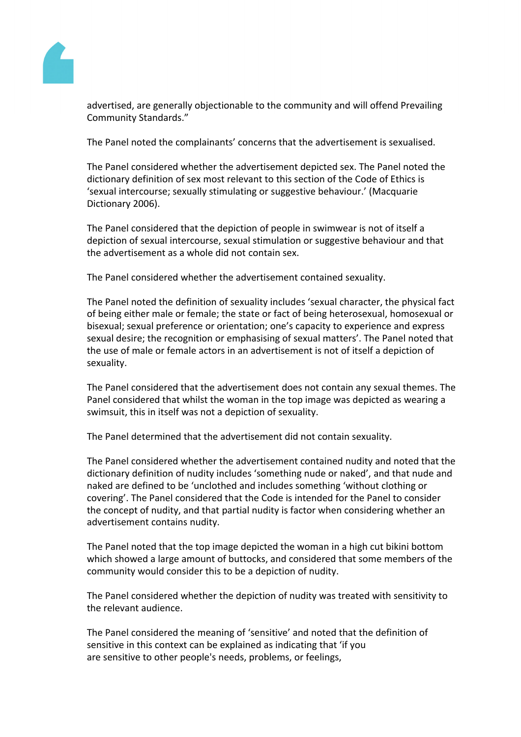advertised, are generally objectionable to the community and will offend Prevailing Community Standards."

The Panel noted the complainants' concerns that the advertisement is sexualised.

The Panel considered whether the advertisement depicted sex. The Panel noted the dictionary definition of sex most relevant to this section of the Code of Ethics is 'sexual intercourse; sexually stimulating or suggestive behaviour.' (Macquarie Dictionary 2006).

The Panel considered that the depiction of people in swimwear is not of itself a depiction of sexual intercourse, sexual stimulation or suggestive behaviour and that the advertisement as a whole did not contain sex.

The Panel considered whether the advertisement contained sexuality.

The Panel noted the definition of sexuality includes 'sexual character, the physical fact of being either male or female; the state or fact of being heterosexual, homosexual or bisexual; sexual preference or orientation; one's capacity to experience and express sexual desire; the recognition or emphasising of sexual matters'. The Panel noted that the use of male or female actors in an advertisement is not of itself a depiction of sexuality.

The Panel considered that the advertisement does not contain any sexual themes. The Panel considered that whilst the woman in the top image was depicted as wearing a swimsuit, this in itself was not a depiction of sexuality.

The Panel determined that the advertisement did not contain sexuality.

The Panel considered whether the advertisement contained nudity and noted that the dictionary definition of nudity includes 'something nude or naked', and that nude and naked are defined to be 'unclothed and includes something 'without clothing or covering'. The Panel considered that the Code is intended for the Panel to consider the concept of nudity, and that partial nudity is factor when considering whether an advertisement contains nudity.

The Panel noted that the top image depicted the woman in a high cut bikini bottom which showed a large amount of buttocks, and considered that some members of the community would consider this to be a depiction of nudity.

The Panel considered whether the depiction of nudity was treated with sensitivity to the relevant audience.

The Panel considered the meaning of 'sensitive' and noted that the definition of sensitive in this context can be explained as indicating that 'if you are sensitive to other people's needs, problems, or feelings,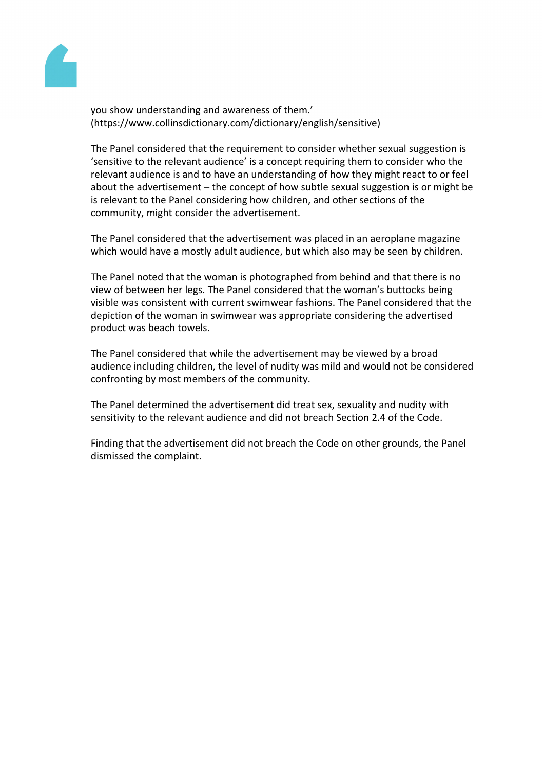you show understanding and awareness of them.' (https://www.collinsdictionary.com/dictionary/english/sensitive)

The Panel considered that the requirement to consider whether sexual suggestion is 'sensitive to the relevant audience' is a concept requiring them to consider who the relevant audience is and to have an understanding of how they might react to or feel about the advertisement – the concept of how subtle sexual suggestion is or might be is relevant to the Panel considering how children, and other sections of the community, might consider the advertisement.

The Panel considered that the advertisement was placed in an aeroplane magazine which would have a mostly adult audience, but which also may be seen by children.

The Panel noted that the woman is photographed from behind and that there is no view of between her legs. The Panel considered that the woman's buttocks being visible was consistent with current swimwear fashions. The Panel considered that the depiction of the woman in swimwear was appropriate considering the advertised product was beach towels.

The Panel considered that while the advertisement may be viewed by a broad audience including children, the level of nudity was mild and would not be considered confronting by most members of the community.

The Panel determined the advertisement did treat sex, sexuality and nudity with sensitivity to the relevant audience and did not breach Section 2.4 of the Code.

Finding that the advertisement did not breach the Code on other grounds, the Panel dismissed the complaint.